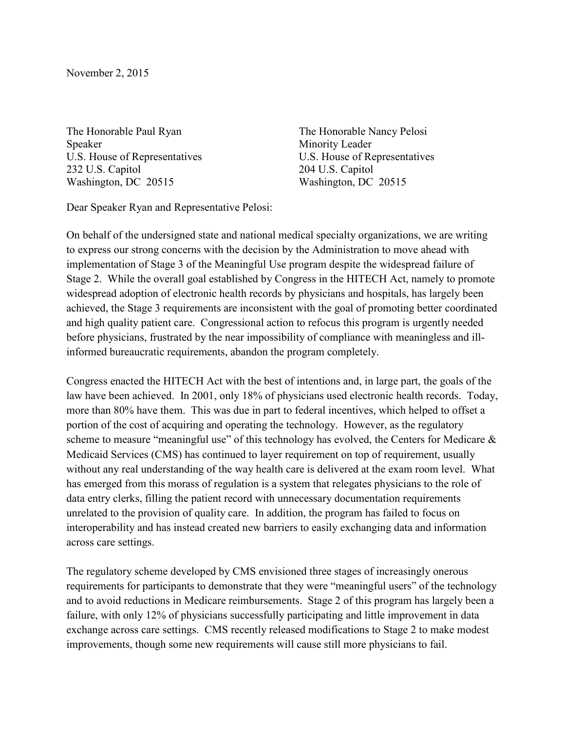November 2, 2015

The Honorable Paul Ryan
Speaker
U.S. House of Representatives
232 U.S. Capitol
Washington, DC 20515

The Honorable Nancy Pelosi
Minority Leader
U.S. House of Representatives
204 U.S. Capitol
Washington, DC 20515

Dear Speaker Ryan and Representative Pelosi:

On behalf of the undersigned state and national medical specialty organizations, we are writing to express our strong concerns with the decision by the Administration to move ahead with implementation of Stage 3 of the Meaningful Use program despite the widespread failure of Stage 2. While the overall goal established by Congress in the HITECH Act, namely to promote widespread adoption of electronic health records by physicians and hospitals, has largely been achieved, the Stage 3 requirements are inconsistent with the goal of promoting better coordinated and high quality patient care. Congressional action to refocus this program is urgently needed before physicians, frustrated by the near impossibility of compliance with meaningless and ill-informed bureaucratic requirements, abandon the program completely.

Congress enacted the HITECH Act with the best of intentions and, in large part, the goals of the law have been achieved. In 2001, only 18% of physicians used electronic health records. Today, more than 80% have them. This was due in part to federal incentives, which helped to offset a portion of the cost of acquiring and operating the technology. However, as the regulatory scheme to measure "meaningful use" of this technology has evolved, the Centers for Medicare & Medicaid Services (CMS) has continued to layer requirement on top of requirement, usually without any real understanding of the way health care is delivered at the exam room level. What has emerged from this morass of regulation is a system that relegates physicians to the role of data entry clerks, filling the patient record with unnecessary documentation requirements unrelated to the provision of quality care. In addition, the program has failed to focus on interoperability and has instead created new barriers to easily exchanging data and information across care settings.

The regulatory scheme developed by CMS envisioned three stages of increasingly onerous requirements for participants to demonstrate that they were "meaningful users" of the technology and to avoid reductions in Medicare reimbursements. Stage 2 of this program has largely been a failure, with only 12% of physicians successfully participating and little improvement in data exchange across care settings. CMS recently released modifications to Stage 2 to make modest improvements, though some new requirements will cause still more physicians to fail.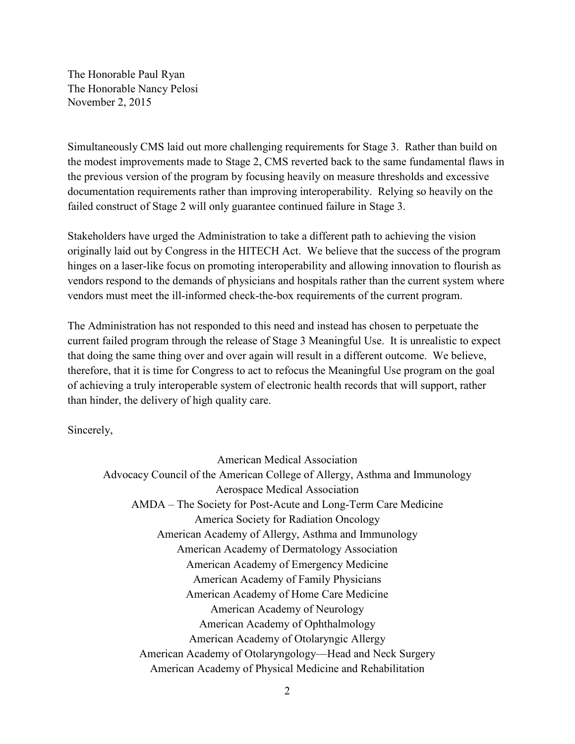Simultaneously CMS laid out more challenging requirements for Stage 3. Rather than build on the modest improvements made to Stage 2, CMS reverted back to the same fundamental flaws in the previous version of the program by focusing heavily on measure thresholds and excessive documentation requirements rather than improving interoperability. Relying so heavily on the failed construct of Stage 2 will only guarantee continued failure in Stage 3.

Stakeholders have urged the Administration to take a different path to achieving the vision originally laid out by Congress in the HITECH Act. We believe that the success of the program hinges on a laser-like focus on promoting interoperability and allowing innovation to flourish as vendors respond to the demands of physicians and hospitals rather than the current system where vendors must meet the ill-informed check-the-box requirements of the current program.

The Administration has not responded to this need and instead has chosen to perpetuate the current failed program through the release of Stage 3 Meaningful Use. It is unrealistic to expect that doing the same thing over and over again will result in a different outcome. We believe, therefore, that it is time for Congress to act to refocus the Meaningful Use program on the goal of achieving a truly interoperable system of electronic health records that will support, rather than hinder, the delivery of high quality care.

Sincerely,

American Medical Association
Advocacy Council of the American College of Allergy, Asthma and Immunology
Aerospace Medical Association
AMDA – The Society for Post-Acute and Long-Term Care Medicine
America Society for Radiation Oncology
American Academy of Allergy, Asthma and Immunology
American Academy of Dermatology Association
American Academy of Emergency Medicine
American Academy of Family Physicians
American Academy of Home Care Medicine
American Academy of Neurology
American Academy of Ophthalmology
American Academy of Otolaryngic Allergy
American Academy of Otolaryngology—Head and Neck Surgery
American Academy of Physical Medicine and Rehabilitation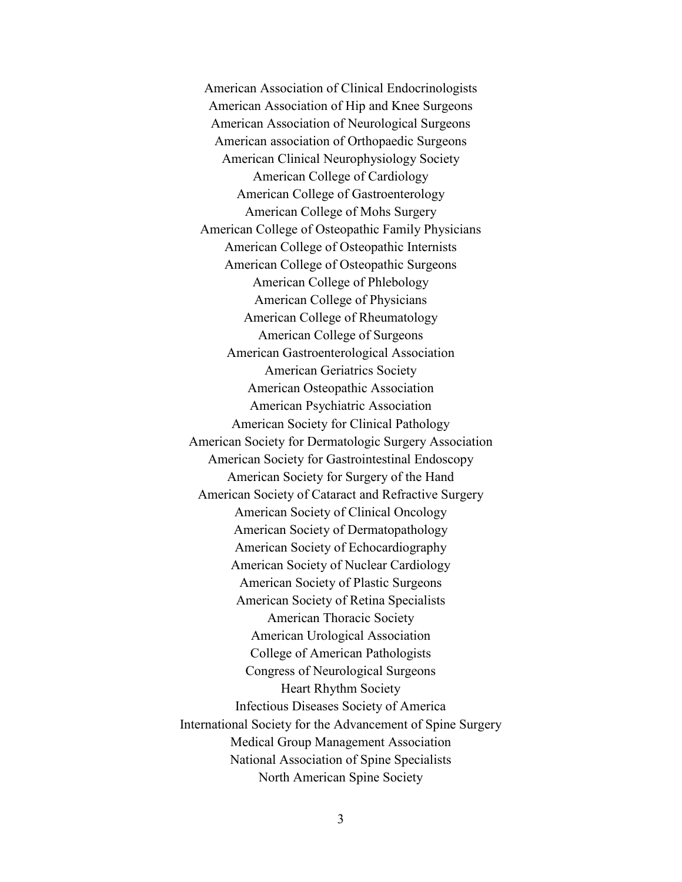American Association of Clinical Endocrinologists
American Association of Hip and Knee Surgeons
American Association of Neurological Surgeons
American association of Orthopaedic Surgeons
American Clinical Neurophysiology Society
American College of Cardiology
American College of Gastroenterology
American College of Mohs Surgery
American College of Osteopathic Family Physicians
American College of Osteopathic Internists
American College of Osteopathic Surgeons
American College of Phlebology
American College of Physicians
American College of Rheumatology
American College of Surgeons
American Gastroenterological Association
American Geriatrics Society
American Osteopathic Association
American Psychiatric Association
American Society for Clinical Pathology
American Society for Dermatologic Surgery Association
American Society for Gastrointestinal Endoscopy
American Society for Surgery of the Hand
American Society of Cataract and Refractive Surgery
American Society of Clinical Oncology
American Society of Dermatopathology
American Society of Echocardiography
American Society of Nuclear Cardiology
American Society of Plastic Surgeons
American Society of Retina Specialists
American Thoracic Society
American Urological Association
College of American Pathologists
Congress of Neurological Surgeons
Heart Rhythm Society
Infectious Diseases Society of America
International Society for the Advancement of Spine Surgery
Medical Group Management Association
National Association of Spine Specialists
North American Spine Society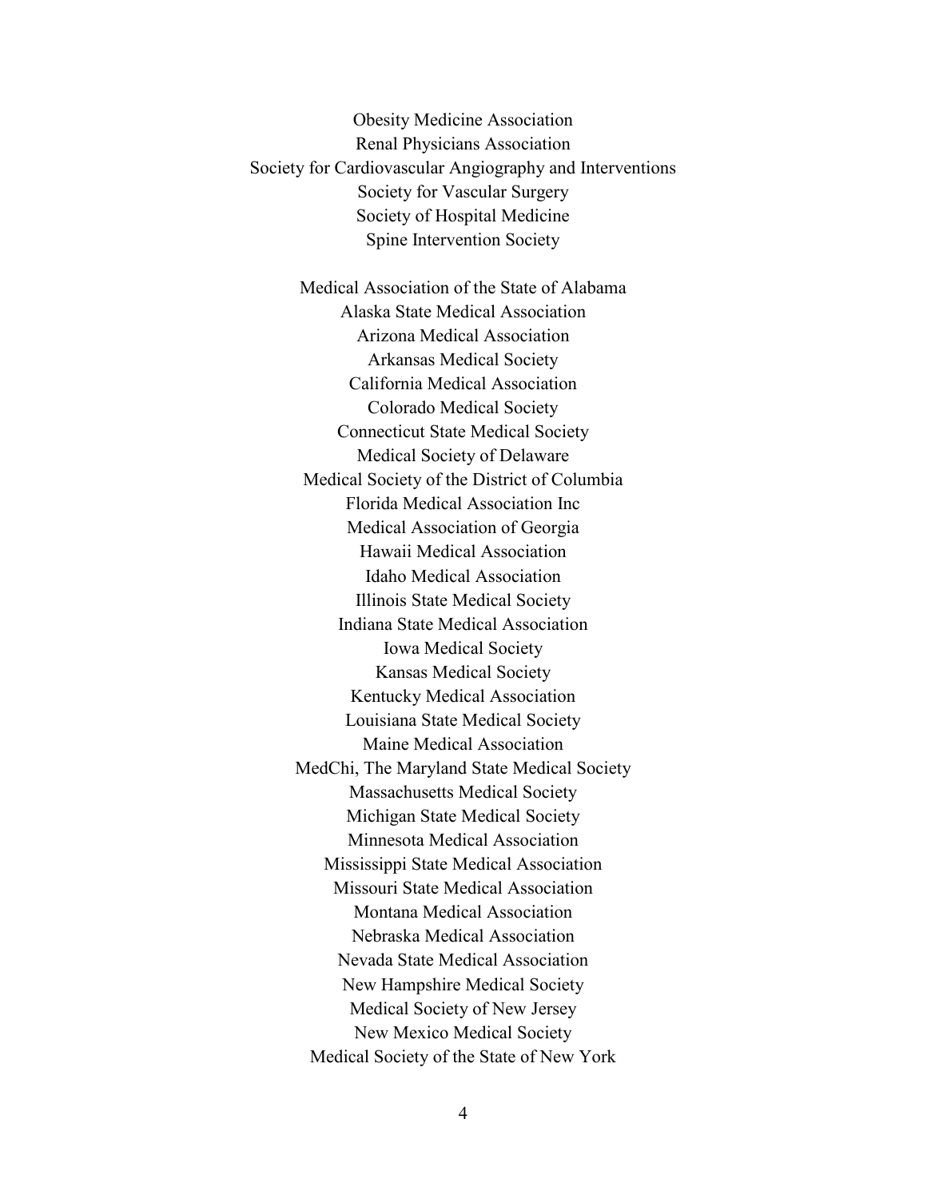Obesity Medicine Association
Renal Physicians Association
Society for Cardiovascular Angiography and Interventions
Society for Vascular Surgery
Society of Hospital Medicine
Spine Intervention Society

Medical Association of the State of Alabama
Alaska State Medical Association
Arizona Medical Association
Arkansas Medical Society
California Medical Association
Colorado Medical Society
Connecticut State Medical Society
Medical Society of Delaware
Medical Society of the District of Columbia
Florida Medical Association Inc
Medical Association of Georgia
Hawaii Medical Association
Idaho Medical Association
Illinois State Medical Society
Indiana State Medical Association
Iowa Medical Society
Kansas Medical Society
Kentucky Medical Association
Louisiana State Medical Society
Maine Medical Association
MedChi, The Maryland State Medical Society
Massachusetts Medical Society
Michigan State Medical Society
Minnesota Medical Association
Mississippi State Medical Association
Missouri State Medical Association
Montana Medical Association
Nebraska Medical Association
Nevada State Medical Association
New Hampshire Medical Society
Medical Society of New Jersey
New Mexico Medical Society
Medical Society of the State of New York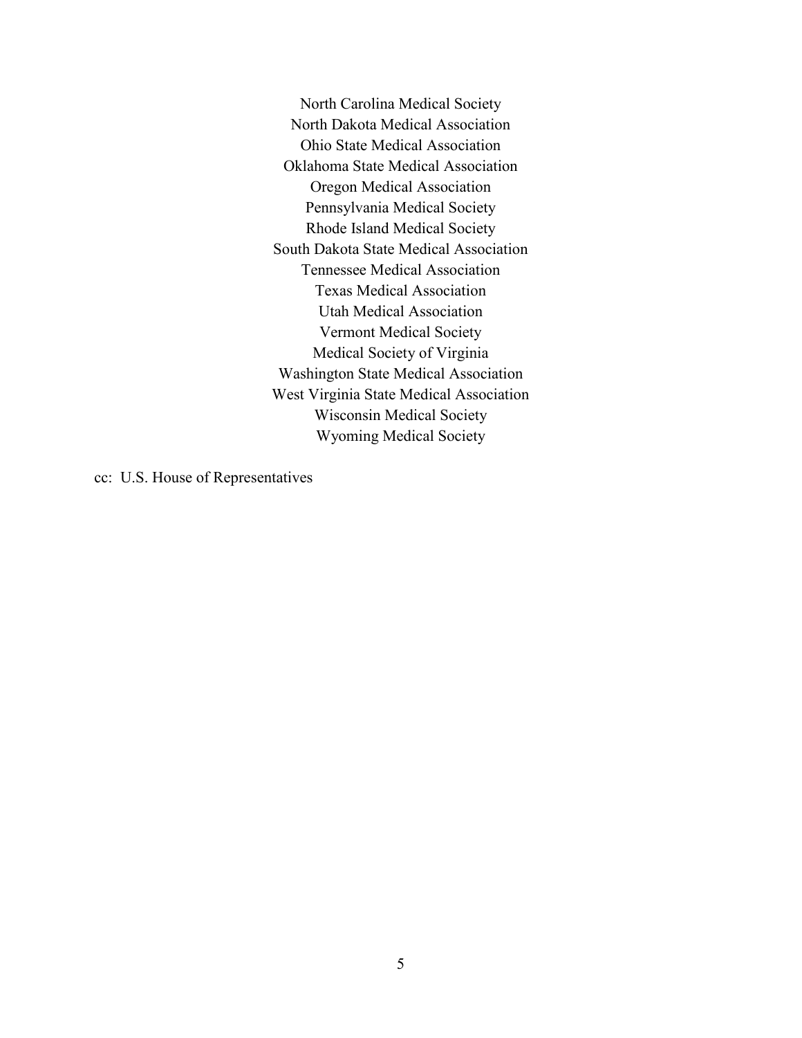North Carolina Medical Society
North Dakota Medical Association
Ohio State Medical Association
Oklahoma State Medical Association
Oregon Medical Association
Pennsylvania Medical Society
Rhode Island Medical Society
South Dakota State Medical Association
Tennessee Medical Association
Texas Medical Association
Utah Medical Association
Vermont Medical Society
Medical Society of Virginia
Washington State Medical Association
West Virginia State Medical Association
Wisconsin Medical Society
Wyoming Medical Society

cc: U.S. House of Representatives